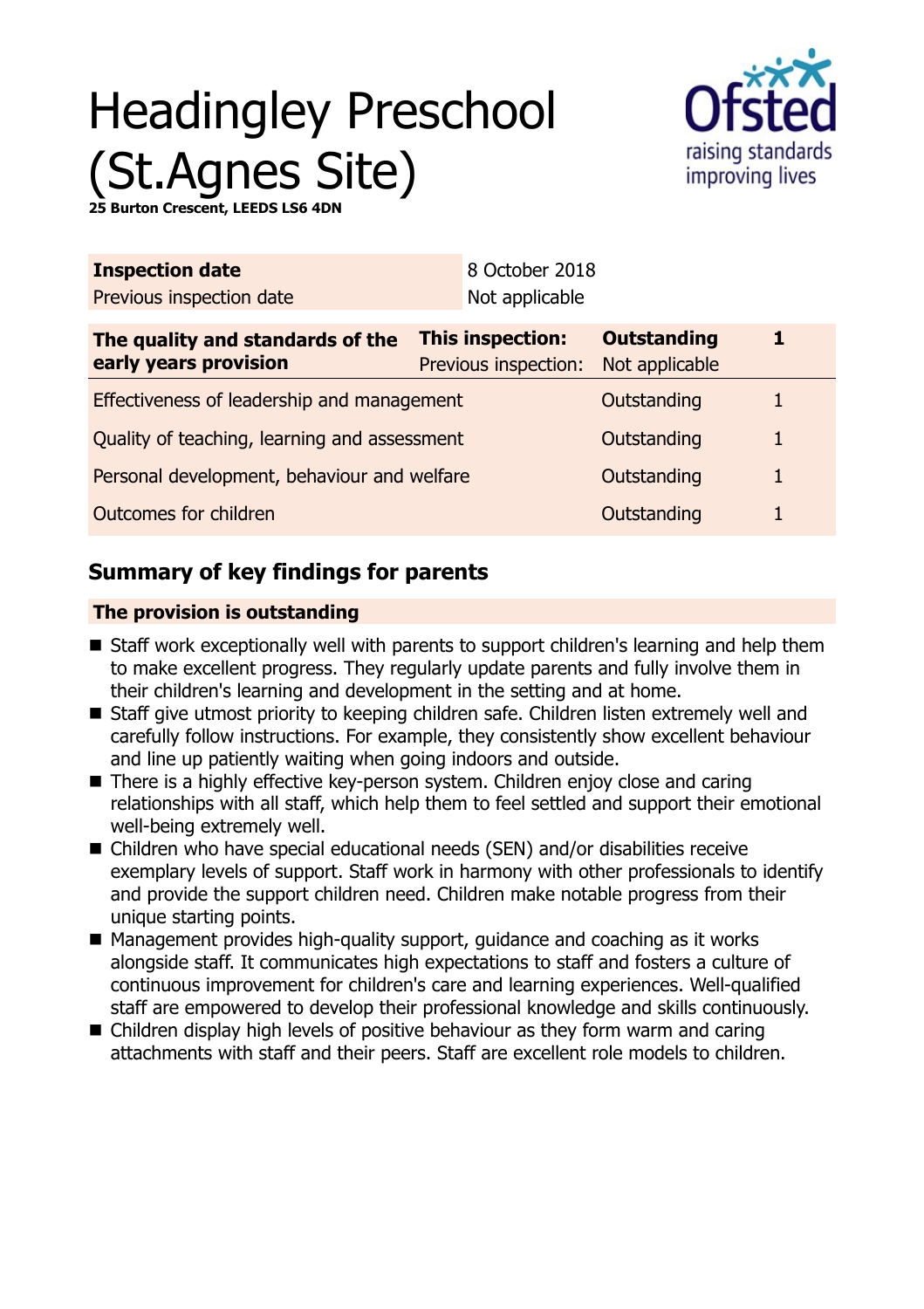# Headingley Preschool (St.Agnes Site)

**25 Burton Crescent, LEEDS LS6 4DN**

| **Inspection date** | 8 October 2018 |
|---|---|
| Previous inspection date | Not applicable |

| **The quality and standards of the early years provision** | **This inspection:** | **Outstanding** | **1** |
|---|---|---|---|
| | Previous inspection: | Not applicable | |
| Effectiveness of leadership and management | | Outstanding | 1 |
| Quality of teaching, learning and assessment | | Outstanding | 1 |
| Personal development, behaviour and welfare | | Outstanding | 1 |
| Outcomes for children | | Outstanding | 1 |

## Summary of key findings for parents

**The provision is outstanding**

- Staff work exceptionally well with parents to support children's learning and help them to make excellent progress. They regularly update parents and fully involve them in their children's learning and development in the setting and at home.
- Staff give utmost priority to keeping children safe. Children listen extremely well and carefully follow instructions. For example, they consistently show excellent behaviour and line up patiently waiting when going indoors and outside.
- There is a highly effective key-person system. Children enjoy close and caring relationships with all staff, which help them to feel settled and support their emotional well-being extremely well.
- Children who have special educational needs (SEN) and/or disabilities receive exemplary levels of support. Staff work in harmony with other professionals to identify and provide the support children need. Children make notable progress from their unique starting points.
- Management provides high-quality support, guidance and coaching as it works alongside staff. It communicates high expectations to staff and fosters a culture of continuous improvement for children's care and learning experiences. Well-qualified staff are empowered to develop their professional knowledge and skills continuously.
- Children display high levels of positive behaviour as they form warm and caring attachments with staff and their peers. Staff are excellent role models to children.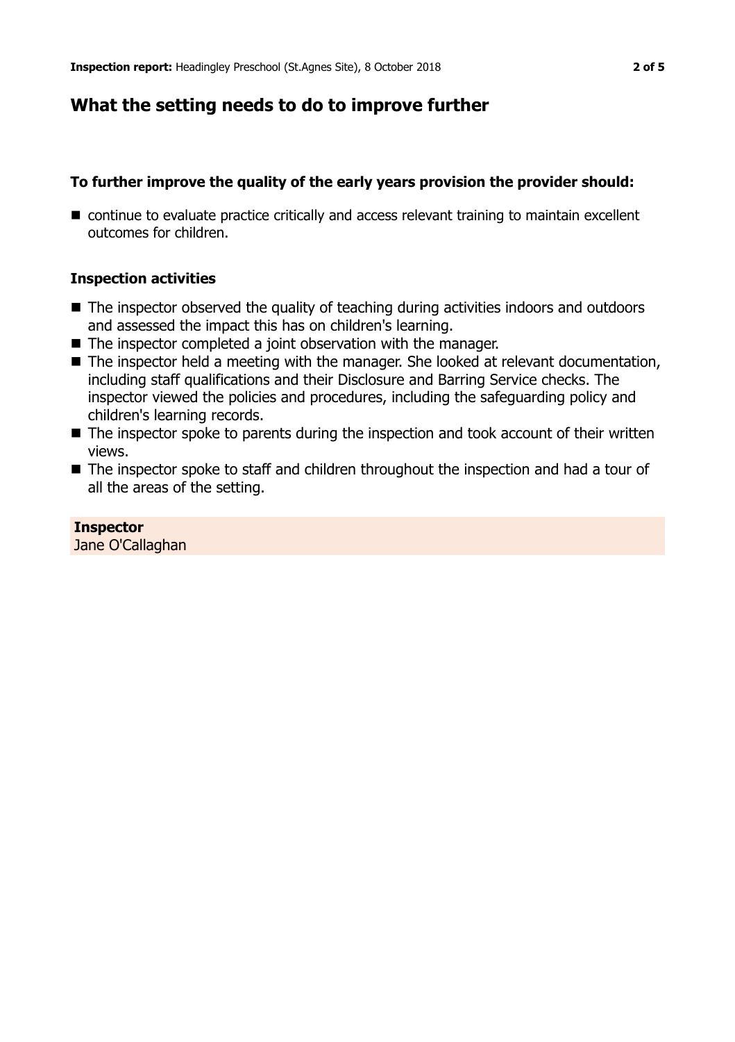## What the setting needs to do to improve further

### To further improve the quality of the early years provision the provider should:

- continue to evaluate practice critically and access relevant training to maintain excellent outcomes for children.

### Inspection activities

- The inspector observed the quality of teaching during activities indoors and outdoors and assessed the impact this has on children's learning.
- The inspector completed a joint observation with the manager.
- The inspector held a meeting with the manager. She looked at relevant documentation, including staff qualifications and their Disclosure and Barring Service checks. The inspector viewed the policies and procedures, including the safeguarding policy and children's learning records.
- The inspector spoke to parents during the inspection and took account of their written views.
- The inspector spoke to staff and children throughout the inspection and had a tour of all the areas of the setting.

**Inspector**
Jane O'Callaghan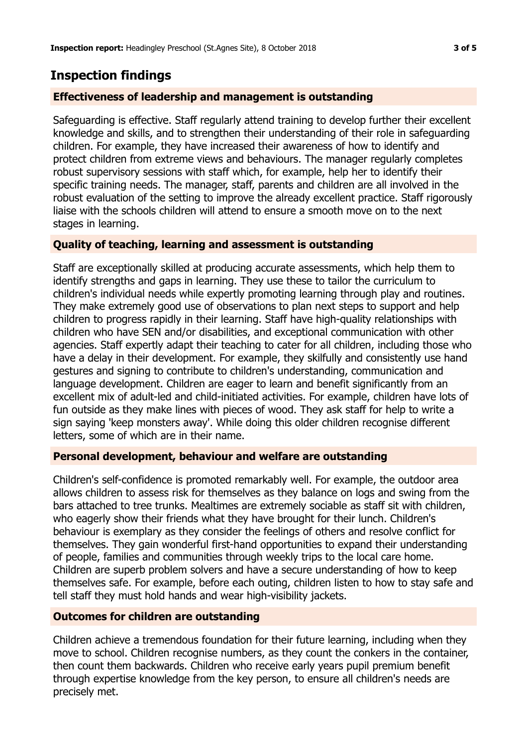## Inspection findings

### Effectiveness of leadership and management is outstanding

Safeguarding is effective. Staff regularly attend training to develop further their excellent knowledge and skills, and to strengthen their understanding of their role in safeguarding children. For example, they have increased their awareness of how to identify and protect children from extreme views and behaviours. The manager regularly completes robust supervisory sessions with staff which, for example, help her to identify their specific training needs. The manager, staff, parents and children are all involved in the robust evaluation of the setting to improve the already excellent practice. Staff rigorously liaise with the schools children will attend to ensure a smooth move on to the next stages in learning.

### Quality of teaching, learning and assessment is outstanding

Staff are exceptionally skilled at producing accurate assessments, which help them to identify strengths and gaps in learning. They use these to tailor the curriculum to children's individual needs while expertly promoting learning through play and routines. They make extremely good use of observations to plan next steps to support and help children to progress rapidly in their learning. Staff have high-quality relationships with children who have SEN and/or disabilities, and exceptional communication with other agencies. Staff expertly adapt their teaching to cater for all children, including those who have a delay in their development. For example, they skilfully and consistently use hand gestures and signing to contribute to children's understanding, communication and language development. Children are eager to learn and benefit significantly from an excellent mix of adult-led and child-initiated activities. For example, children have lots of fun outside as they make lines with pieces of wood. They ask staff for help to write a sign saying 'keep monsters away'. While doing this older children recognise different letters, some of which are in their name.

### Personal development, behaviour and welfare are outstanding

Children's self-confidence is promoted remarkably well. For example, the outdoor area allows children to assess risk for themselves as they balance on logs and swing from the bars attached to tree trunks. Mealtimes are extremely sociable as staff sit with children, who eagerly show their friends what they have brought for their lunch. Children's behaviour is exemplary as they consider the feelings of others and resolve conflict for themselves. They gain wonderful first-hand opportunities to expand their understanding of people, families and communities through weekly trips to the local care home. Children are superb problem solvers and have a secure understanding of how to keep themselves safe. For example, before each outing, children listen to how to stay safe and tell staff they must hold hands and wear high-visibility jackets.

### Outcomes for children are outstanding

Children achieve a tremendous foundation for their future learning, including when they move to school. Children recognise numbers, as they count the conkers in the container, then count them backwards. Children who receive early years pupil premium benefit through expertise knowledge from the key person, to ensure all children's needs are precisely met.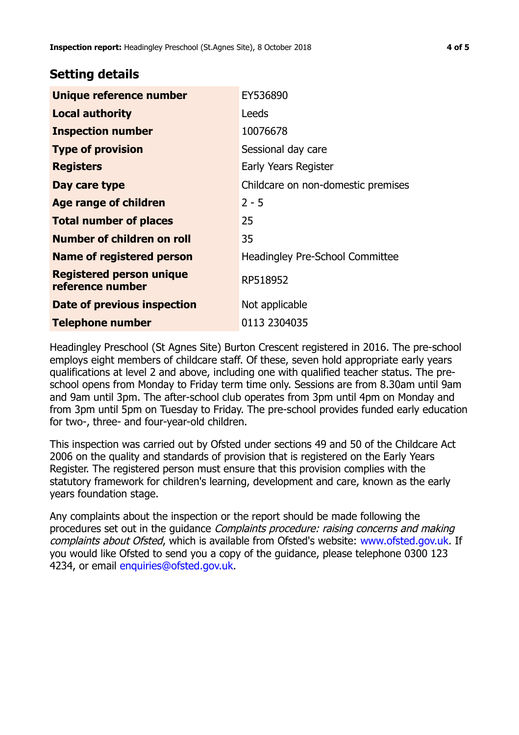## Setting details

| Field | Value |
| --- | --- |
| **Unique reference number** | EY536890 |
| **Local authority** | Leeds |
| **Inspection number** | 10076678 |
| **Type of provision** | Sessional day care |
| **Registers** | Early Years Register |
| **Day care type** | Childcare on non-domestic premises |
| **Age range of children** | 2 - 5 |
| **Total number of places** | 25 |
| **Number of children on roll** | 35 |
| **Name of registered person** | Headingley Pre-School Committee |
| **Registered person unique reference number** | RP518952 |
| **Date of previous inspection** | Not applicable |
| **Telephone number** | 0113 2304035 |

Headingley Preschool (St Agnes Site) Burton Crescent registered in 2016. The pre-school employs eight members of childcare staff. Of these, seven hold appropriate early years qualifications at level 2 and above, including one with qualified teacher status. The pre-school opens from Monday to Friday term time only. Sessions are from 8.30am until 9am and 9am until 3pm. The after-school club operates from 3pm until 4pm on Monday and from 3pm until 5pm on Tuesday to Friday. The pre-school provides funded early education for two-, three- and four-year-old children.

This inspection was carried out by Ofsted under sections 49 and 50 of the Childcare Act 2006 on the quality and standards of provision that is registered on the Early Years Register. The registered person must ensure that this provision complies with the statutory framework for children's learning, development and care, known as the early years foundation stage.

Any complaints about the inspection or the report should be made following the procedures set out in the guidance *Complaints procedure: raising concerns and making complaints about Ofsted*, which is available from Ofsted's website: www.ofsted.gov.uk. If you would like Ofsted to send you a copy of the guidance, please telephone 0300 123 4234, or email enquiries@ofsted.gov.uk.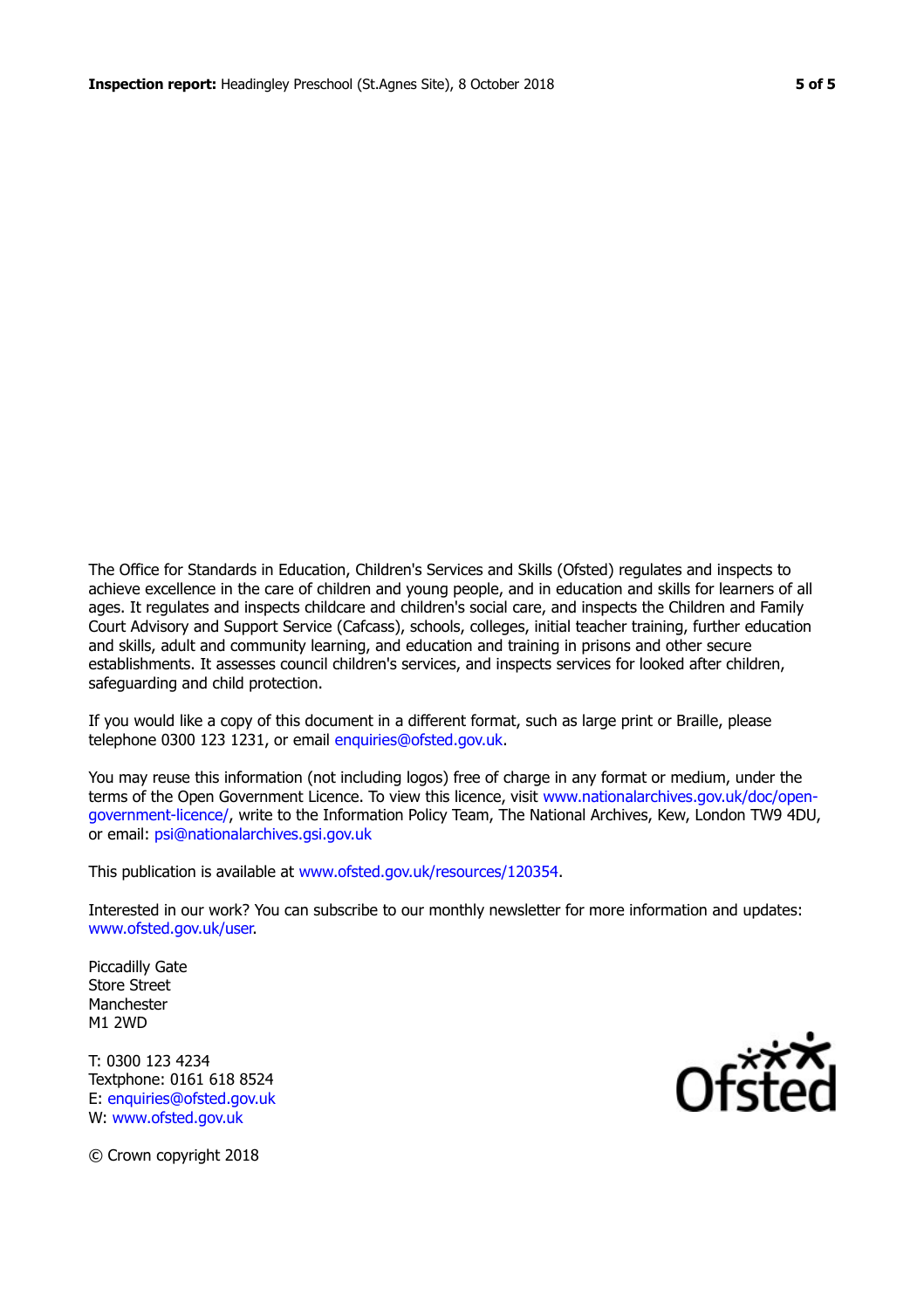The Office for Standards in Education, Children's Services and Skills (Ofsted) regulates and inspects to achieve excellence in the care of children and young people, and in education and skills for learners of all ages. It regulates and inspects childcare and children's social care, and inspects the Children and Family Court Advisory and Support Service (Cafcass), schools, colleges, initial teacher training, further education and skills, adult and community learning, and education and training in prisons and other secure establishments. It assesses council children's services, and inspects services for looked after children, safeguarding and child protection.

If you would like a copy of this document in a different format, such as large print or Braille, please telephone 0300 123 1231, or email enquiries@ofsted.gov.uk.

You may reuse this information (not including logos) free of charge in any format or medium, under the terms of the Open Government Licence. To view this licence, visit www.nationalarchives.gov.uk/doc/open-government-licence/, write to the Information Policy Team, The National Archives, Kew, London TW9 4DU, or email: psi@nationalarchives.gsi.gov.uk

This publication is available at www.ofsted.gov.uk/resources/120354.

Interested in our work? You can subscribe to our monthly newsletter for more information and updates: www.ofsted.gov.uk/user.

Piccadilly Gate
Store Street
Manchester
M1 2WD

T: 0300 123 4234
Textphone: 0161 618 8524
E: enquiries@ofsted.gov.uk
W: www.ofsted.gov.uk

© Crown copyright 2018

Ofsted